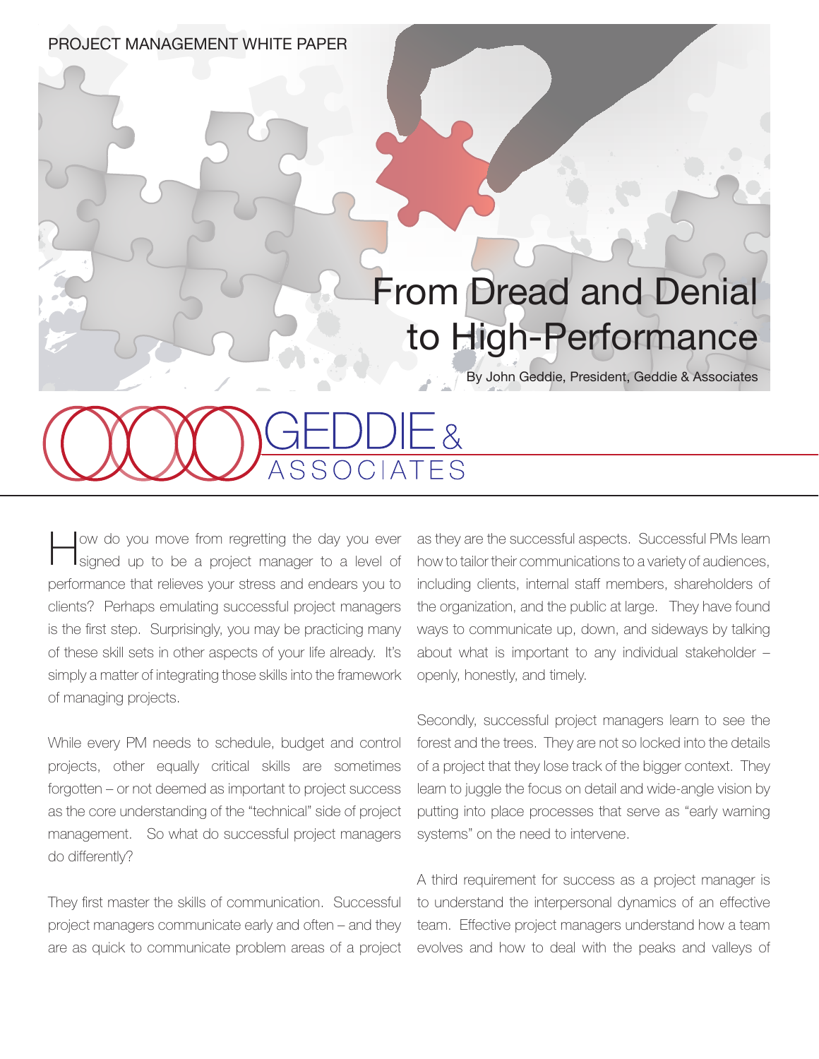PROJECT MANAGEMENT WHITE PAPER

# From Dread and Denial to High-Performance

By John Geddie, President, Geddie & Associates

GEDDIE & ASSOCIATES

How do you move from regretting the day you ever signed up to be a project manager to a level of performance that relieves your stress and endears you to clients? Perhaps emulating successful project managers is the first step. Surprisingly, you may be practicing many of these skill sets in other aspects of your life already. It's simply a matter of integrating those skills into the framework of managing projects.

While every PM needs to schedule, budget and control projects, other equally critical skills are sometimes forgotten – or not deemed as important to project success as the core understanding of the "technical" side of project management. So what do successful project managers do differently?

They first master the skills of communication. Successful project managers communicate early and often – and they are as quick to communicate problem areas of a project as they are the successful aspects. Successful PMs learn how to tailor their communications to a variety of audiences, including clients, internal staff members, shareholders of the organization, and the public at large. They have found ways to communicate up, down, and sideways by talking about what is important to any individual stakeholder – openly, honestly, and timely.

Secondly, successful project managers learn to see the forest and the trees. They are not so locked into the details of a project that they lose track of the bigger context. They learn to juggle the focus on detail and wide-angle vision by putting into place processes that serve as "early warning systems" on the need to intervene.

A third requirement for success as a project manager is to understand the interpersonal dynamics of an effective team. Effective project managers understand how a team evolves and how to deal with the peaks and valleys of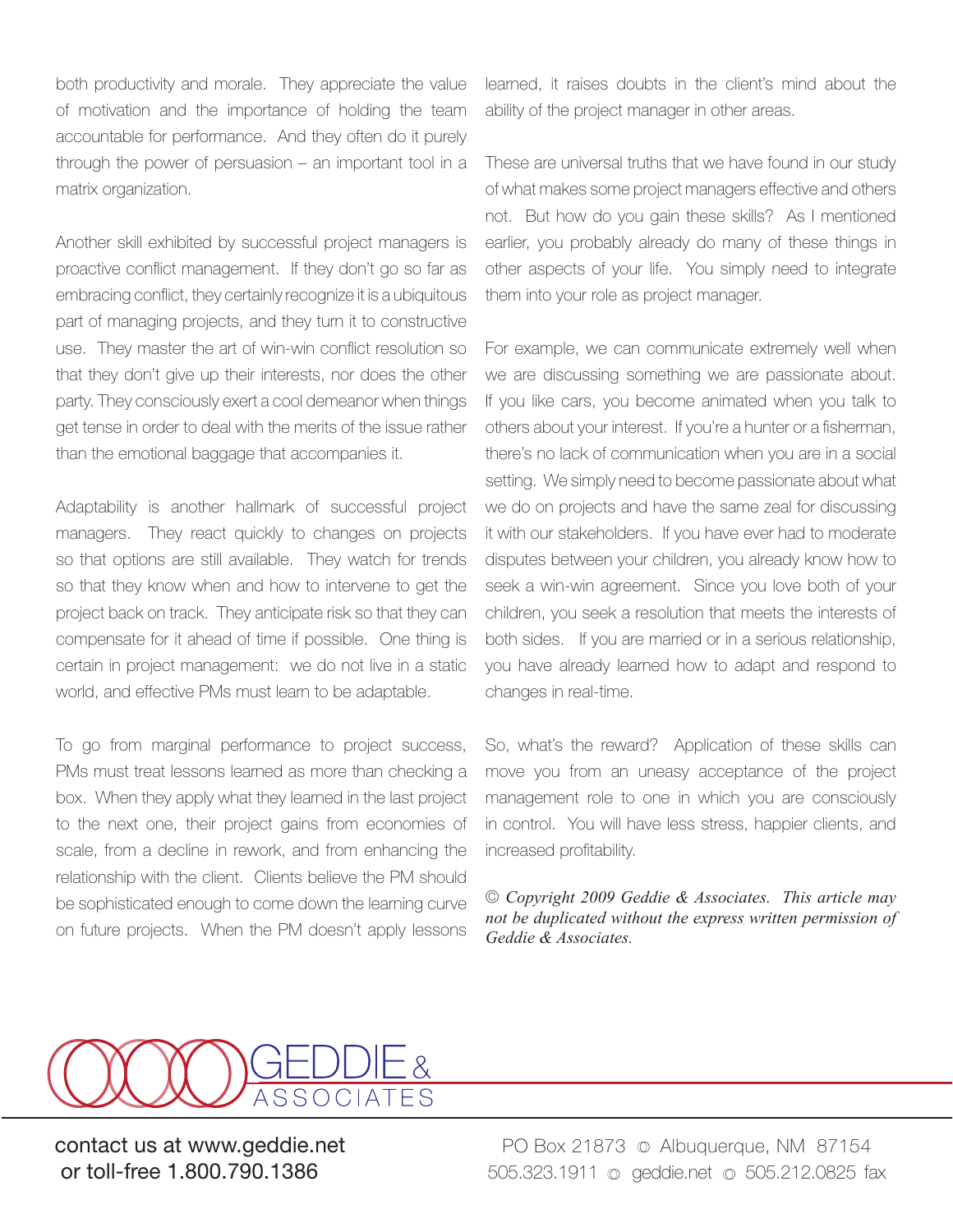both productivity and morale. They appreciate the value of motivation and the importance of holding the team accountable for performance. And they often do it purely through the power of persuasion – an important tool in a matrix organization.

Another skill exhibited by successful project managers is proactive conflict management. If they don't go so far as embracing conflict, they certainly recognize it is a ubiquitous part of managing projects, and they turn it to constructive use. They master the art of win-win conflict resolution so that they don't give up their interests, nor does the other party. They consciously exert a cool demeanor when things get tense in order to deal with the merits of the issue rather than the emotional baggage that accompanies it.

Adaptability is another hallmark of successful project managers. They react quickly to changes on projects so that options are still available. They watch for trends so that they know when and how to intervene to get the project back on track. They anticipate risk so that they can compensate for it ahead of time if possible. One thing is certain in project management: we do not live in a static world, and effective PMs must learn to be adaptable.

To go from marginal performance to project success, PMs must treat lessons learned as more than checking a box. When they apply what they learned in the last project to the next one, their project gains from economies of scale, from a decline in rework, and from enhancing the relationship with the client. Clients believe the PM should be sophisticated enough to come down the learning curve on future projects. When the PM doesn't apply lessons learned, it raises doubts in the client's mind about the ability of the project manager in other areas.

These are universal truths that we have found in our study of what makes some project managers effective and others not. But how do you gain these skills? As I mentioned earlier, you probably already do many of these things in other aspects of your life. You simply need to integrate them into your role as project manager.

For example, we can communicate extremely well when we are discussing something we are passionate about. If you like cars, you become animated when you talk to others about your interest. If you're a hunter or a fisherman, there's no lack of communication when you are in a social setting. We simply need to become passionate about what we do on projects and have the same zeal for discussing it with our stakeholders. If you have ever had to moderate disputes between your children, you already know how to seek a win-win agreement. Since you love both of your children, you seek a resolution that meets the interests of both sides. If you are married or in a serious relationship, you have already learned how to adapt and respond to changes in real-time.

So, what's the reward? Application of these skills can move you from an uneasy acceptance of the project management role to one in which you are consciously in control. You will have less stress, happier clients, and increased profitability.

*© Copyright 2009 Geddie & Associates. This article may not be duplicated without the express written permission of Geddie & Associates.*

GEDDIE & ASSOCIATES

contact us at www.geddie.net
or toll-free 1.800.790.1386

PO Box 21873 ◎ Albuquerque, NM 87154
505.323.1911 ◎ geddie.net ◎ 505.212.0825 fax